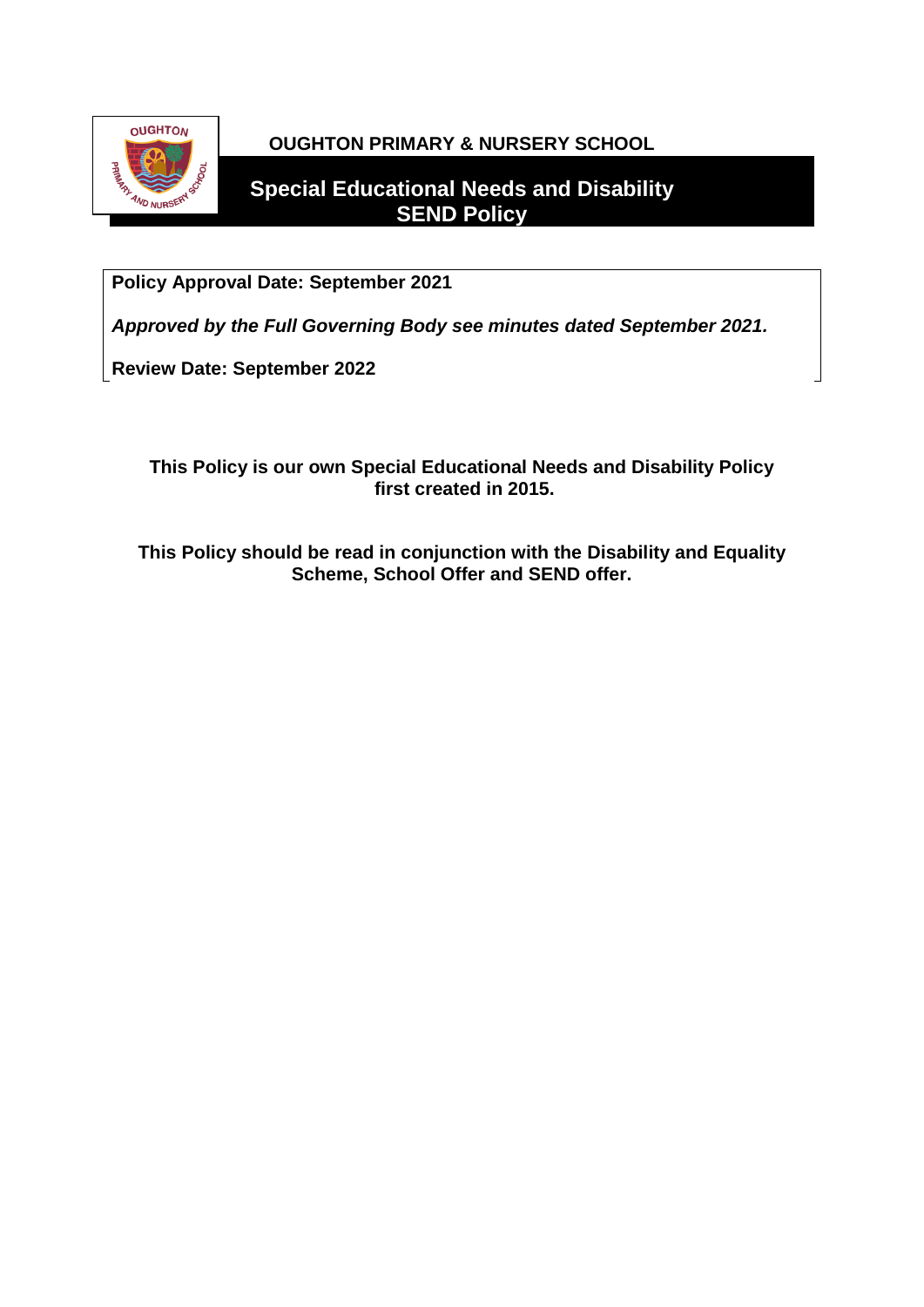**OUGHTON PRIMARY & NURSERY SCHOOL**

# Special Educational Needs and Disability SEND Policy

**Policy Approval Date: September 2021**

***Approved by the Full Governing Body see minutes dated September 2021.***

**Review Date: September 2022**

**This Policy is our own Special Educational Needs and Disability Policy first created in 2015.**

**This Policy should be read in conjunction with the Disability and Equality Scheme, School Offer and SEND offer.**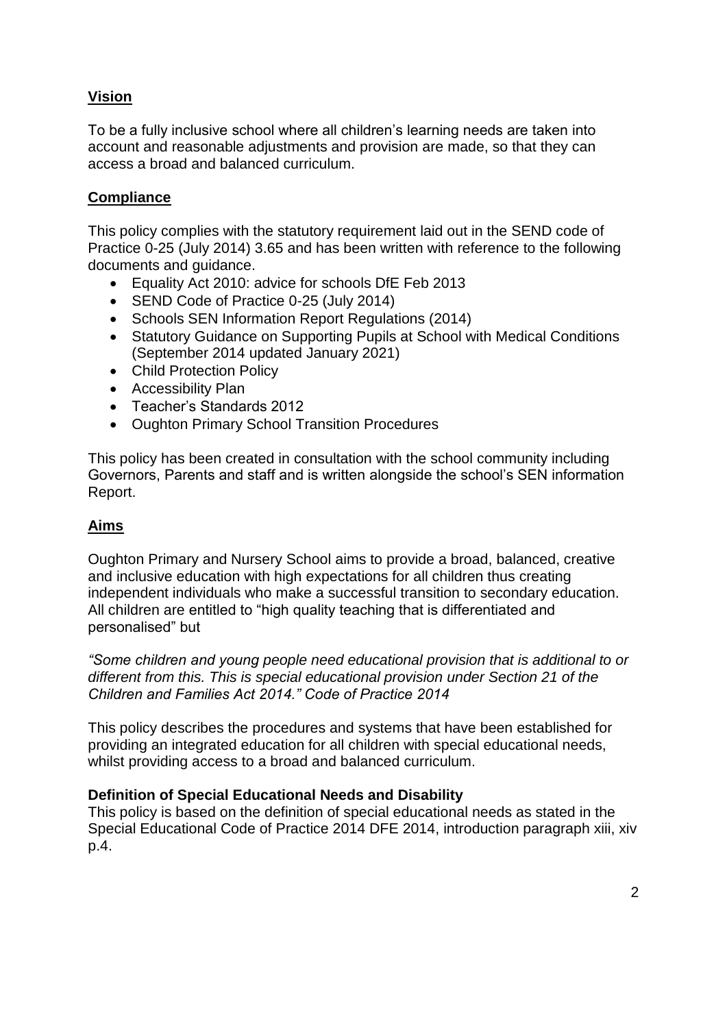## Vision

To be a fully inclusive school where all children's learning needs are taken into account and reasonable adjustments and provision are made, so that they can access a broad and balanced curriculum.

## Compliance

This policy complies with the statutory requirement laid out in the SEND code of Practice 0-25 (July 2014) 3.65 and has been written with reference to the following documents and guidance.

- Equality Act 2010: advice for schools DfE Feb 2013
- SEND Code of Practice 0-25 (July 2014)
- Schools SEN Information Report Regulations (2014)
- Statutory Guidance on Supporting Pupils at School with Medical Conditions (September 2014 updated January 2021)
- Child Protection Policy
- Accessibility Plan
- Teacher's Standards 2012
- Oughton Primary School Transition Procedures

This policy has been created in consultation with the school community including Governors, Parents and staff and is written alongside the school's SEN information Report.

## Aims

Oughton Primary and Nursery School aims to provide a broad, balanced, creative and inclusive education with high expectations for all children thus creating independent individuals who make a successful transition to secondary education. All children are entitled to "high quality teaching that is differentiated and personalised" but

*"Some children and young people need educational provision that is additional to or different from this. This is special educational provision under Section 21 of the Children and Families Act 2014." Code of Practice 2014*

This policy describes the procedures and systems that have been established for providing an integrated education for all children with special educational needs, whilst providing access to a broad and balanced curriculum.

### Definition of Special Educational Needs and Disability

This policy is based on the definition of special educational needs as stated in the Special Educational Code of Practice 2014 DFE 2014, introduction paragraph xiii, xiv p.4.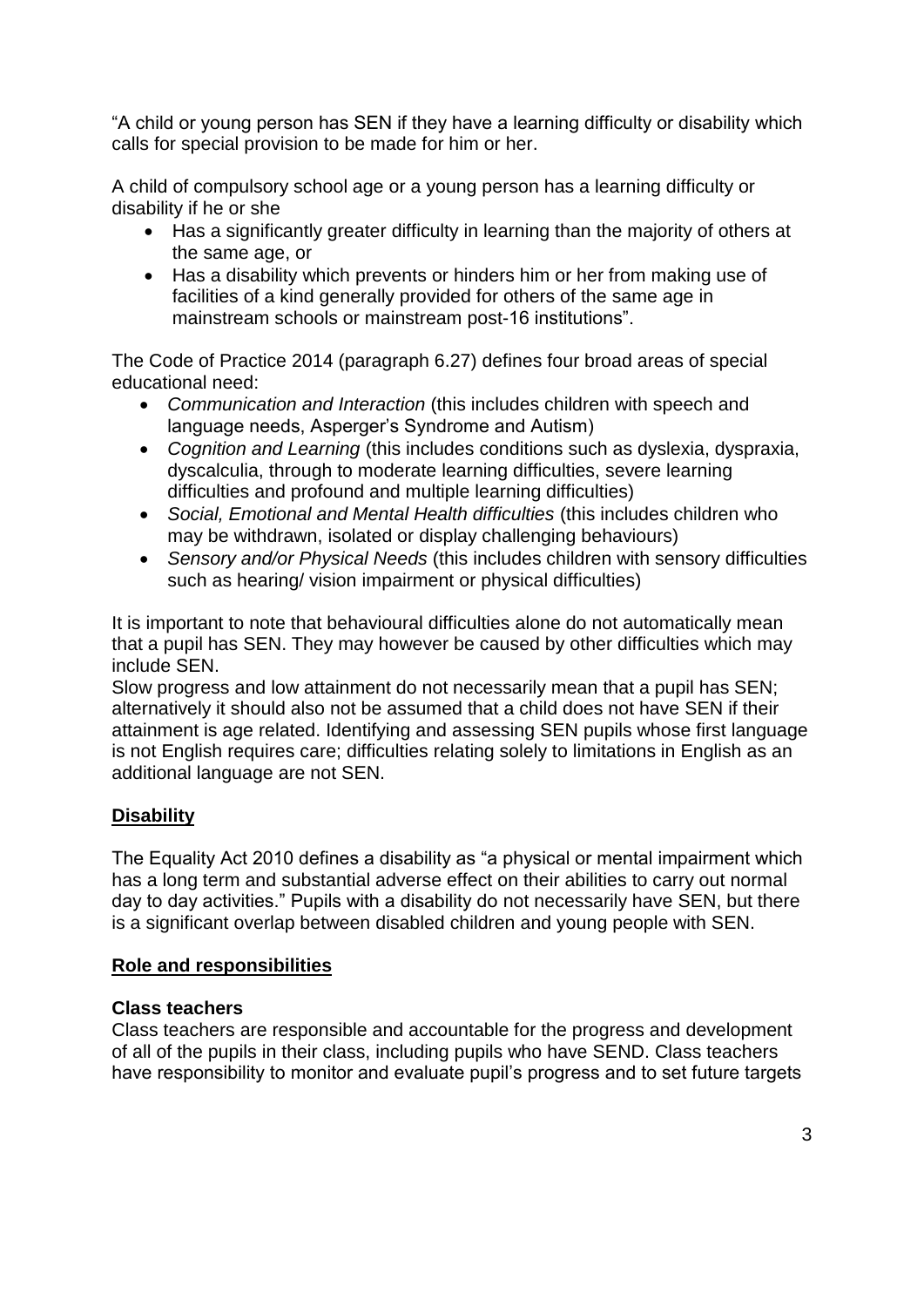"A child or young person has SEN if they have a learning difficulty or disability which calls for special provision to be made for him or her.

A child of compulsory school age or a young person has a learning difficulty or disability if he or she

- Has a significantly greater difficulty in learning than the majority of others at the same age, or
- Has a disability which prevents or hinders him or her from making use of facilities of a kind generally provided for others of the same age in mainstream schools or mainstream post-16 institutions".

The Code of Practice 2014 (paragraph 6.27) defines four broad areas of special educational need:

- *Communication and Interaction* (this includes children with speech and language needs, Asperger's Syndrome and Autism)
- *Cognition and Learning* (this includes conditions such as dyslexia, dyspraxia, dyscalculia, through to moderate learning difficulties, severe learning difficulties and profound and multiple learning difficulties)
- *Social, Emotional and Mental Health difficulties* (this includes children who may be withdrawn, isolated or display challenging behaviours)
- *Sensory and/or Physical Needs* (this includes children with sensory difficulties such as hearing/ vision impairment or physical difficulties)

It is important to note that behavioural difficulties alone do not automatically mean that a pupil has SEN. They may however be caused by other difficulties which may include SEN.
Slow progress and low attainment do not necessarily mean that a pupil has SEN; alternatively it should also not be assumed that a child does not have SEN if their attainment is age related. Identifying and assessing SEN pupils whose first language is not English requires care; difficulties relating solely to limitations in English as an additional language are not SEN.

## Disability

The Equality Act 2010 defines a disability as "a physical or mental impairment which has a long term and substantial adverse effect on their abilities to carry out normal day to day activities." Pupils with a disability do not necessarily have SEN, but there is a significant overlap between disabled children and young people with SEN.

## Role and responsibilities

### Class teachers

Class teachers are responsible and accountable for the progress and development of all of the pupils in their class, including pupils who have SEND. Class teachers have responsibility to monitor and evaluate pupil's progress and to set future targets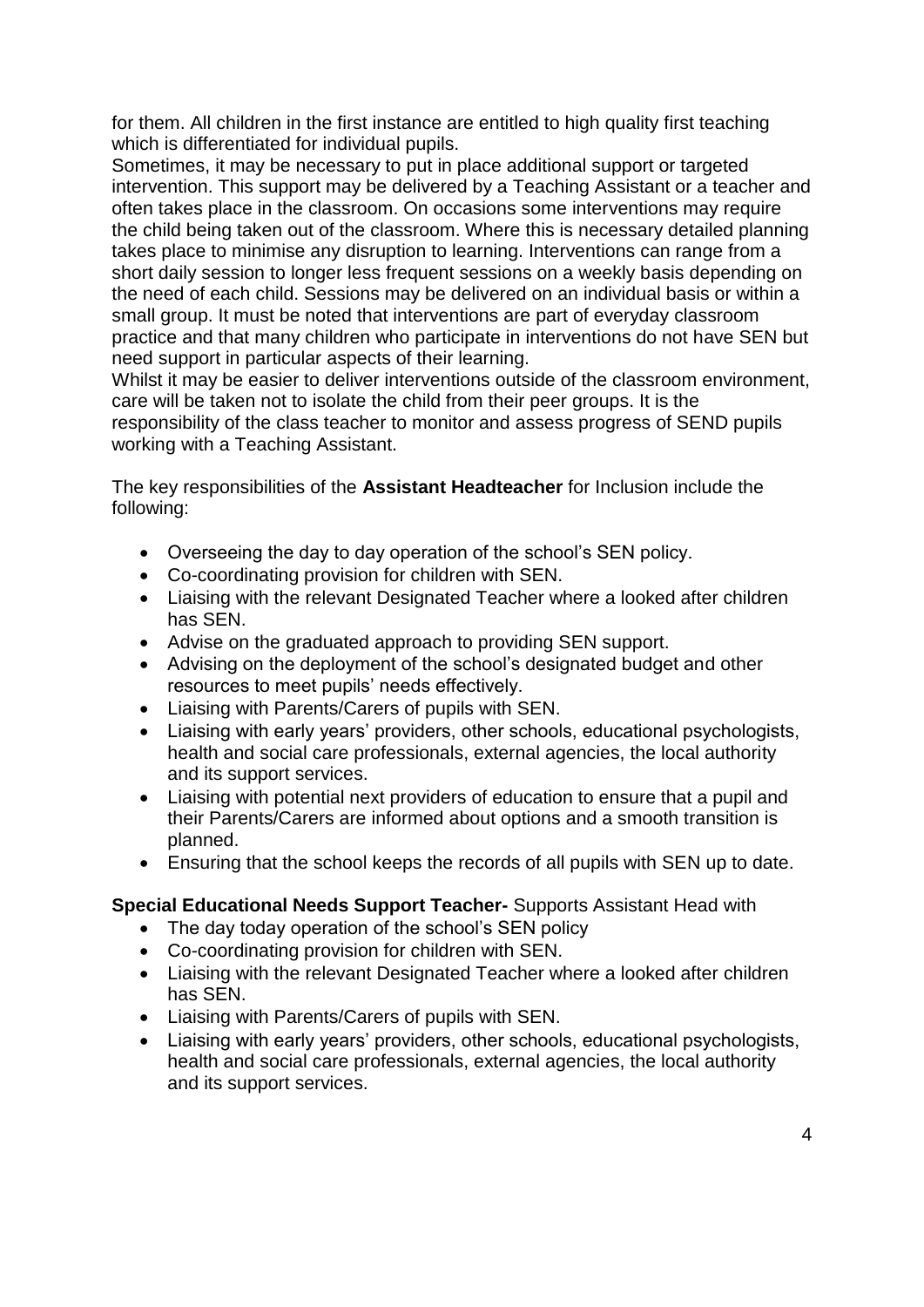for them. All children in the first instance are entitled to high quality first teaching which is differentiated for individual pupils.
Sometimes, it may be necessary to put in place additional support or targeted intervention. This support may be delivered by a Teaching Assistant or a teacher and often takes place in the classroom. On occasions some interventions may require the child being taken out of the classroom. Where this is necessary detailed planning takes place to minimise any disruption to learning. Interventions can range from a short daily session to longer less frequent sessions on a weekly basis depending on the need of each child. Sessions may be delivered on an individual basis or within a small group. It must be noted that interventions are part of everyday classroom practice and that many children who participate in interventions do not have SEN but need support in particular aspects of their learning.
Whilst it may be easier to deliver interventions outside of the classroom environment, care will be taken not to isolate the child from their peer groups. It is the responsibility of the class teacher to monitor and assess progress of SEND pupils working with a Teaching Assistant.

The key responsibilities of the **Assistant Headteacher** for Inclusion include the following:

- Overseeing the day to day operation of the school's SEN policy.
- Co-coordinating provision for children with SEN.
- Liaising with the relevant Designated Teacher where a looked after children has SEN.
- Advise on the graduated approach to providing SEN support.
- Advising on the deployment of the school's designated budget and other resources to meet pupils' needs effectively.
- Liaising with Parents/Carers of pupils with SEN.
- Liaising with early years' providers, other schools, educational psychologists, health and social care professionals, external agencies, the local authority and its support services.
- Liaising with potential next providers of education to ensure that a pupil and their Parents/Carers are informed about options and a smooth transition is planned.
- Ensuring that the school keeps the records of all pupils with SEN up to date.

**Special Educational Needs Support Teacher-** Supports Assistant Head with

- The day today operation of the school's SEN policy
- Co-coordinating provision for children with SEN.
- Liaising with the relevant Designated Teacher where a looked after children has SEN.
- Liaising with Parents/Carers of pupils with SEN.
- Liaising with early years' providers, other schools, educational psychologists, health and social care professionals, external agencies, the local authority and its support services.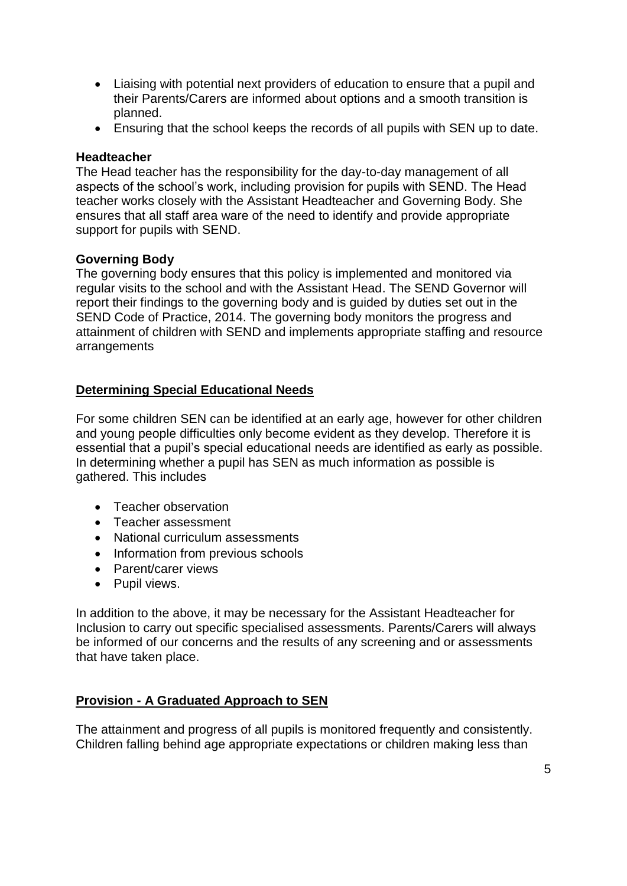- Liaising with potential next providers of education to ensure that a pupil and their Parents/Carers are informed about options and a smooth transition is planned.
- Ensuring that the school keeps the records of all pupils with SEN up to date.

**Headteacher**

The Head teacher has the responsibility for the day-to-day management of all aspects of the school's work, including provision for pupils with SEND. The Head teacher works closely with the Assistant Headteacher and Governing Body. She ensures that all staff area ware of the need to identify and provide appropriate support for pupils with SEND.

**Governing Body**

The governing body ensures that this policy is implemented and monitored via regular visits to the school and with the Assistant Head. The SEND Governor will report their findings to the governing body and is guided by duties set out in the SEND Code of Practice, 2014. The governing body monitors the progress and attainment of children with SEND and implements appropriate staffing and resource arrangements

## Determining Special Educational Needs

For some children SEN can be identified at an early age, however for other children and young people difficulties only become evident as they develop. Therefore it is essential that a pupil's special educational needs are identified as early as possible. In determining whether a pupil has SEN as much information as possible is gathered. This includes

- Teacher observation
- Teacher assessment
- National curriculum assessments
- Information from previous schools
- Parent/carer views
- Pupil views.

In addition to the above, it may be necessary for the Assistant Headteacher for Inclusion to carry out specific specialised assessments. Parents/Carers will always be informed of our concerns and the results of any screening and or assessments that have taken place.

## Provision - A Graduated Approach to SEN

The attainment and progress of all pupils is monitored frequently and consistently. Children falling behind age appropriate expectations or children making less than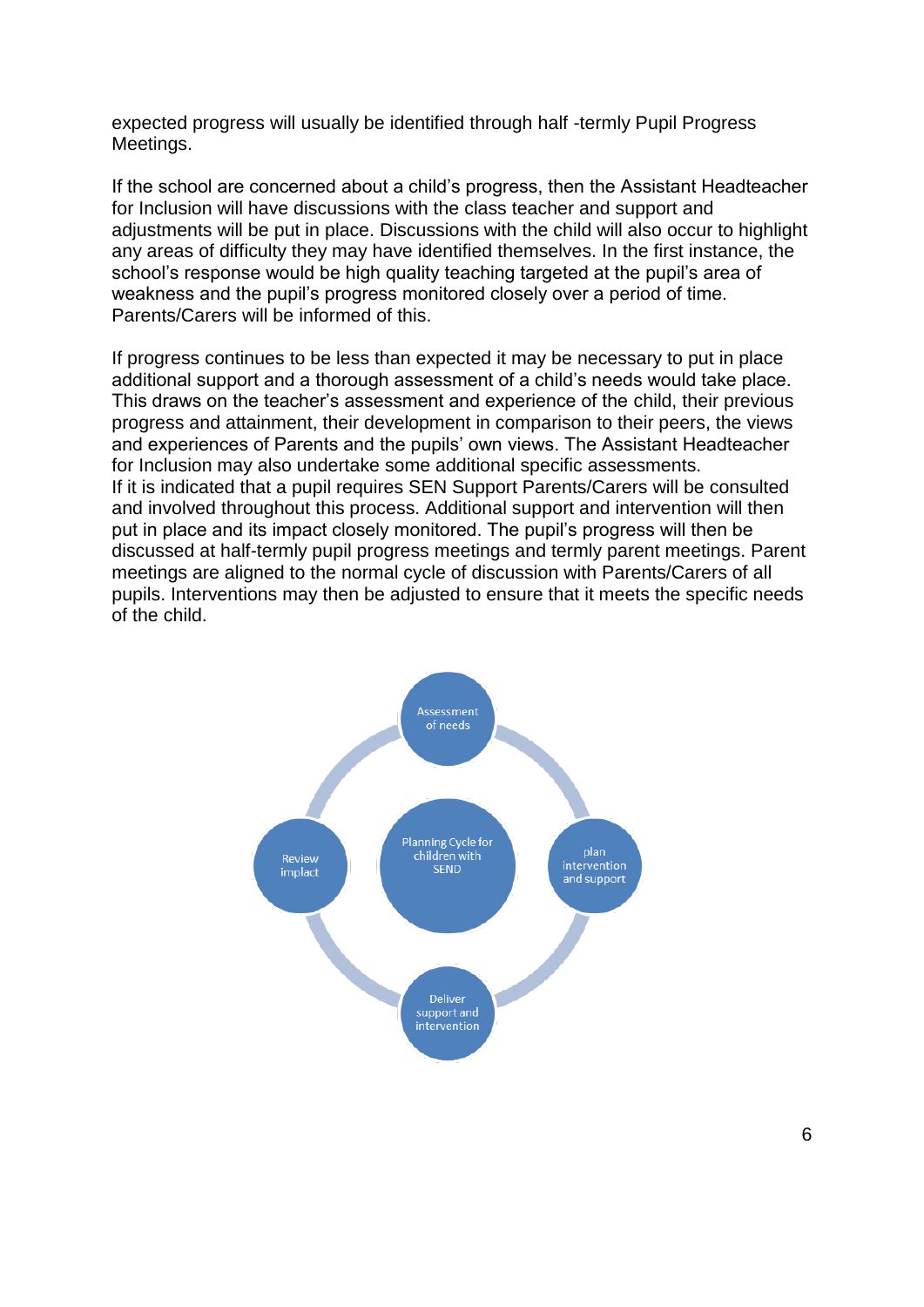expected progress will usually be identified through half -termly Pupil Progress Meetings.

If the school are concerned about a child's progress, then the Assistant Headteacher for Inclusion will have discussions with the class teacher and support and adjustments will be put in place. Discussions with the child will also occur to highlight any areas of difficulty they may have identified themselves. In the first instance, the school's response would be high quality teaching targeted at the pupil's area of weakness and the pupil's progress monitored closely over a period of time. Parents/Carers will be informed of this.

If progress continues to be less than expected it may be necessary to put in place additional support and a thorough assessment of a child's needs would take place. This draws on the teacher's assessment and experience of the child, their previous progress and attainment, their development in comparison to their peers, the views and experiences of Parents and the pupils' own views. The Assistant Headteacher for Inclusion may also undertake some additional specific assessments.
If it is indicated that a pupil requires SEN Support Parents/Carers will be consulted and involved throughout this process. Additional support and intervention will then put in place and its impact closely monitored. The pupil's progress will then be discussed at half-termly pupil progress meetings and termly parent meetings. Parent meetings are aligned to the normal cycle of discussion with Parents/Carers of all pupils. Interventions may then be adjusted to ensure that it meets the specific needs of the child.

Planning Cycle for children with SEND

- Assessment of needs
- plan intervention and support
- Deliver support and intervention
- Review implact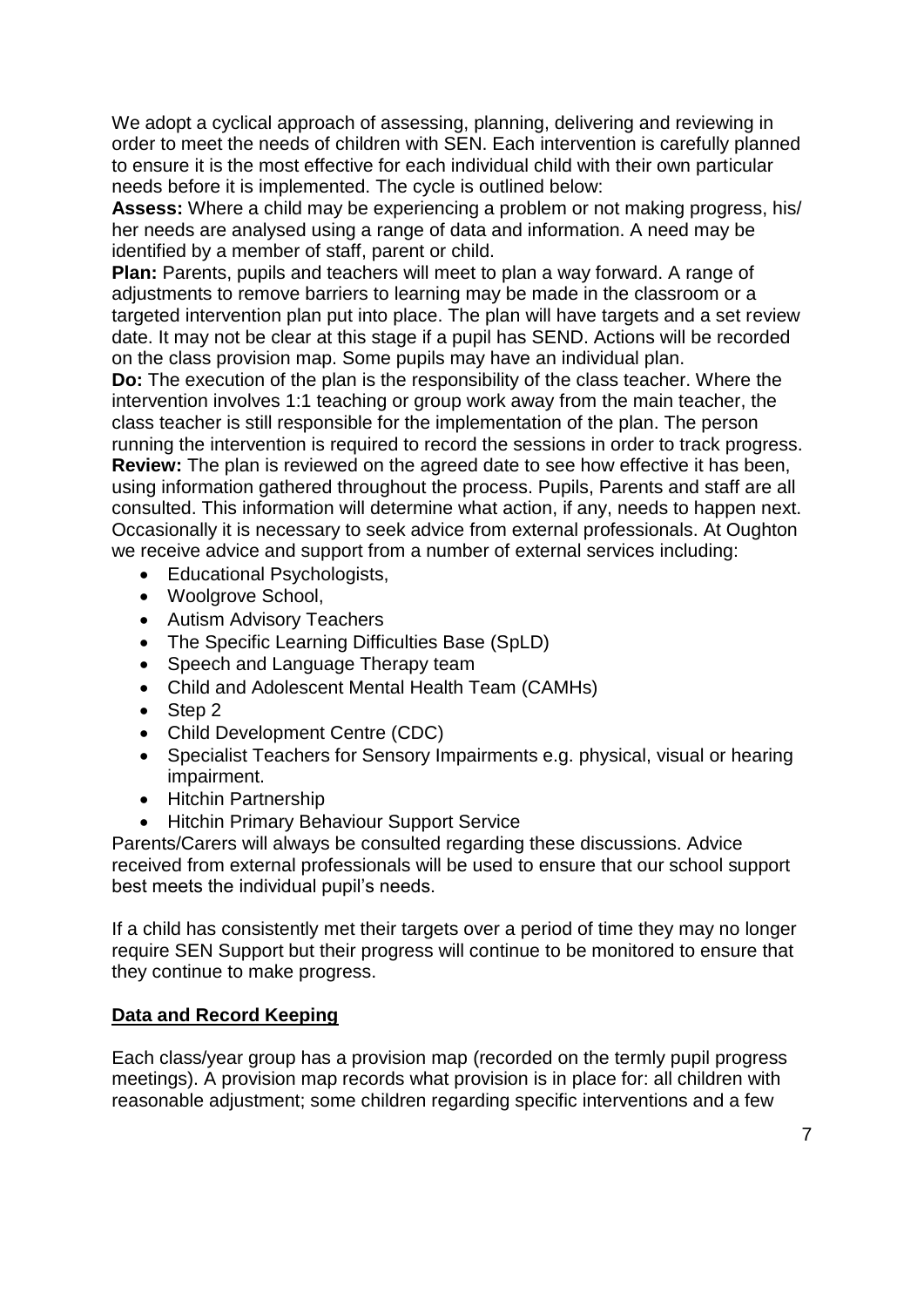We adopt a cyclical approach of assessing, planning, delivering and reviewing in order to meet the needs of children with SEN. Each intervention is carefully planned to ensure it is the most effective for each individual child with their own particular needs before it is implemented. The cycle is outlined below:

**Assess:** Where a child may be experiencing a problem or not making progress, his/ her needs are analysed using a range of data and information. A need may be identified by a member of staff, parent or child.

**Plan:** Parents, pupils and teachers will meet to plan a way forward. A range of adjustments to remove barriers to learning may be made in the classroom or a targeted intervention plan put into place. The plan will have targets and a set review date. It may not be clear at this stage if a pupil has SEND. Actions will be recorded on the class provision map. Some pupils may have an individual plan.

**Do:** The execution of the plan is the responsibility of the class teacher. Where the intervention involves 1:1 teaching or group work away from the main teacher, the class teacher is still responsible for the implementation of the plan. The person running the intervention is required to record the sessions in order to track progress.

**Review:** The plan is reviewed on the agreed date to see how effective it has been, using information gathered throughout the process. Pupils, Parents and staff are all consulted. This information will determine what action, if any, needs to happen next. Occasionally it is necessary to seek advice from external professionals. At Oughton we receive advice and support from a number of external services including:

- Educational Psychologists,
- Woolgrove School,
- Autism Advisory Teachers
- The Specific Learning Difficulties Base (SpLD)
- Speech and Language Therapy team
- Child and Adolescent Mental Health Team (CAMHs)
- Step 2
- Child Development Centre (CDC)
- Specialist Teachers for Sensory Impairments e.g. physical, visual or hearing impairment.
- Hitchin Partnership
- Hitchin Primary Behaviour Support Service

Parents/Carers will always be consulted regarding these discussions. Advice received from external professionals will be used to ensure that our school support best meets the individual pupil's needs.

If a child has consistently met their targets over a period of time they may no longer require SEN Support but their progress will continue to be monitored to ensure that they continue to make progress.

## Data and Record Keeping

Each class/year group has a provision map (recorded on the termly pupil progress meetings). A provision map records what provision is in place for: all children with reasonable adjustment; some children regarding specific interventions and a few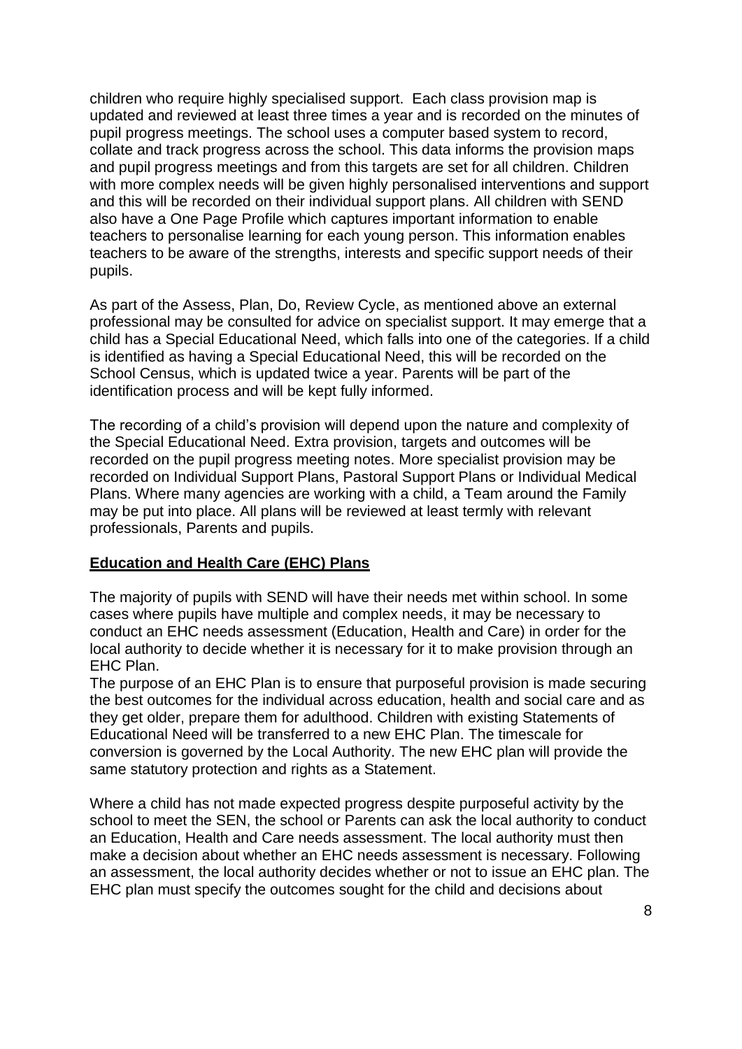children who require highly specialised support. Each class provision map is updated and reviewed at least three times a year and is recorded on the minutes of pupil progress meetings. The school uses a computer based system to record, collate and track progress across the school. This data informs the provision maps and pupil progress meetings and from this targets are set for all children. Children with more complex needs will be given highly personalised interventions and support and this will be recorded on their individual support plans. All children with SEND also have a One Page Profile which captures important information to enable teachers to personalise learning for each young person. This information enables teachers to be aware of the strengths, interests and specific support needs of their pupils.

As part of the Assess, Plan, Do, Review Cycle, as mentioned above an external professional may be consulted for advice on specialist support. It may emerge that a child has a Special Educational Need, which falls into one of the categories. If a child is identified as having a Special Educational Need, this will be recorded on the School Census, which is updated twice a year. Parents will be part of the identification process and will be kept fully informed.

The recording of a child's provision will depend upon the nature and complexity of the Special Educational Need. Extra provision, targets and outcomes will be recorded on the pupil progress meeting notes. More specialist provision may be recorded on Individual Support Plans, Pastoral Support Plans or Individual Medical Plans. Where many agencies are working with a child, a Team around the Family may be put into place. All plans will be reviewed at least termly with relevant professionals, Parents and pupils.

## Education and Health Care (EHC) Plans

The majority of pupils with SEND will have their needs met within school. In some cases where pupils have multiple and complex needs, it may be necessary to conduct an EHC needs assessment (Education, Health and Care) in order for the local authority to decide whether it is necessary for it to make provision through an EHC Plan.

The purpose of an EHC Plan is to ensure that purposeful provision is made securing the best outcomes for the individual across education, health and social care and as they get older, prepare them for adulthood. Children with existing Statements of Educational Need will be transferred to a new EHC Plan. The timescale for conversion is governed by the Local Authority. The new EHC plan will provide the same statutory protection and rights as a Statement.

Where a child has not made expected progress despite purposeful activity by the school to meet the SEN, the school or Parents can ask the local authority to conduct an Education, Health and Care needs assessment. The local authority must then make a decision about whether an EHC needs assessment is necessary. Following an assessment, the local authority decides whether or not to issue an EHC plan. The EHC plan must specify the outcomes sought for the child and decisions about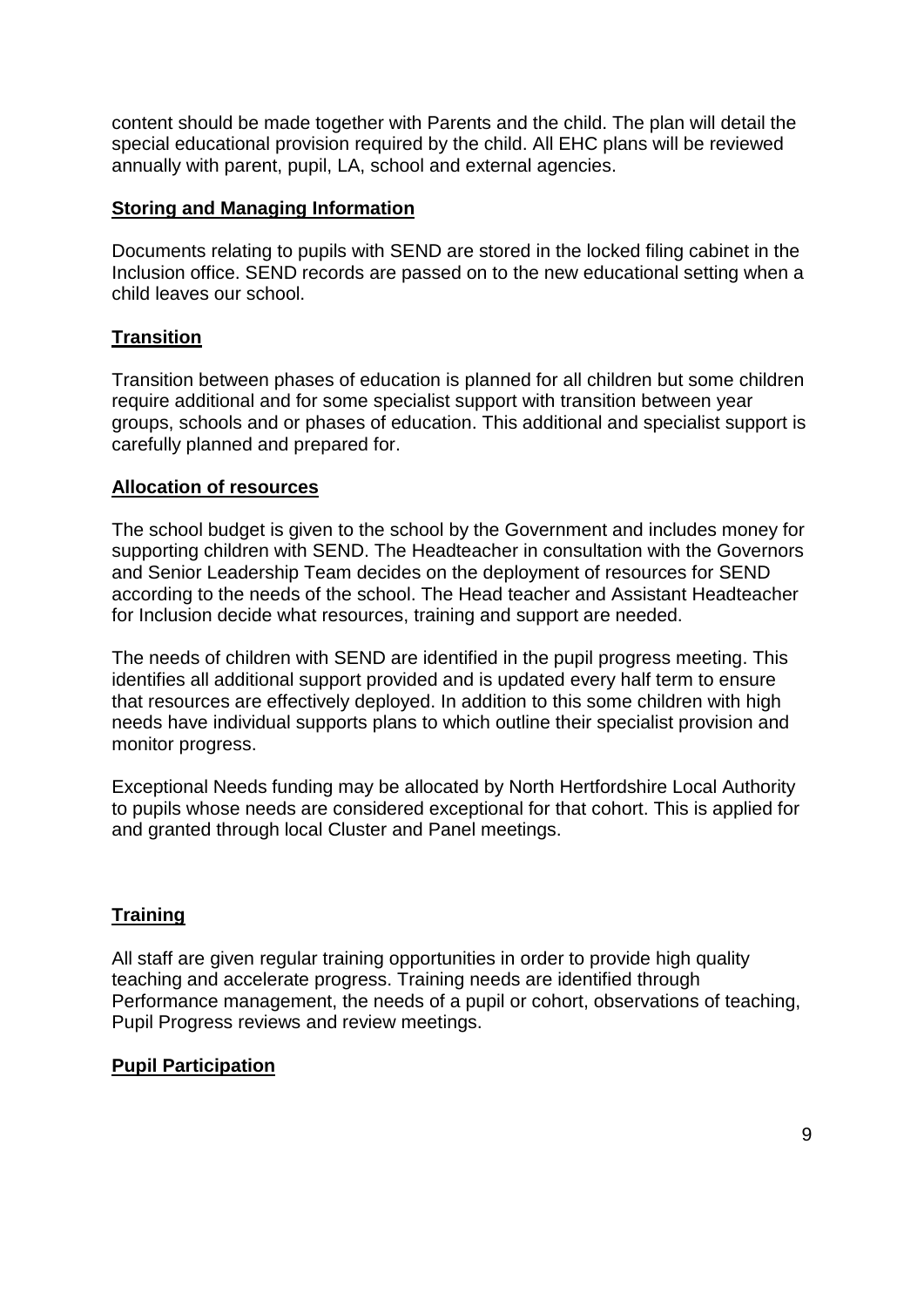content should be made together with Parents and the child. The plan will detail the special educational provision required by the child. All EHC plans will be reviewed annually with parent, pupil, LA, school and external agencies.

## Storing and Managing Information

Documents relating to pupils with SEND are stored in the locked filing cabinet in the Inclusion office. SEND records are passed on to the new educational setting when a child leaves our school.

## Transition

Transition between phases of education is planned for all children but some children require additional and for some specialist support with transition between year groups, schools and or phases of education. This additional and specialist support is carefully planned and prepared for.

## Allocation of resources

The school budget is given to the school by the Government and includes money for supporting children with SEND. The Headteacher in consultation with the Governors and Senior Leadership Team decides on the deployment of resources for SEND according to the needs of the school. The Head teacher and Assistant Headteacher for Inclusion decide what resources, training and support are needed.

The needs of children with SEND are identified in the pupil progress meeting. This identifies all additional support provided and is updated every half term to ensure that resources are effectively deployed. In addition to this some children with high needs have individual supports plans to which outline their specialist provision and monitor progress.

Exceptional Needs funding may be allocated by North Hertfordshire Local Authority to pupils whose needs are considered exceptional for that cohort. This is applied for and granted through local Cluster and Panel meetings.

## Training

All staff are given regular training opportunities in order to provide high quality teaching and accelerate progress. Training needs are identified through Performance management, the needs of a pupil or cohort, observations of teaching, Pupil Progress reviews and review meetings.

## Pupil Participation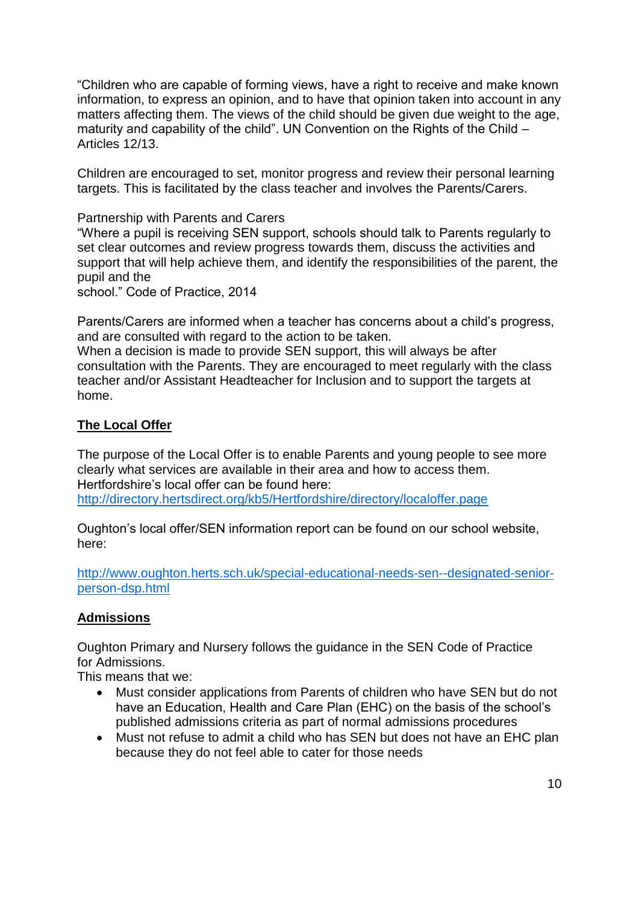"Children who are capable of forming views, have a right to receive and make known information, to express an opinion, and to have that opinion taken into account in any matters affecting them. The views of the child should be given due weight to the age, maturity and capability of the child". UN Convention on the Rights of the Child – Articles 12/13.

Children are encouraged to set, monitor progress and review their personal learning targets. This is facilitated by the class teacher and involves the Parents/Carers.

Partnership with Parents and Carers
"Where a pupil is receiving SEN support, schools should talk to Parents regularly to set clear outcomes and review progress towards them, discuss the activities and support that will help achieve them, and identify the responsibilities of the parent, the pupil and the
school." Code of Practice, 2014

Parents/Carers are informed when a teacher has concerns about a child's progress, and are consulted with regard to the action to be taken.
When a decision is made to provide SEN support, this will always be after consultation with the Parents. They are encouraged to meet regularly with the class teacher and/or Assistant Headteacher for Inclusion and to support the targets at home.

## The Local Offer

The purpose of the Local Offer is to enable Parents and young people to see more clearly what services are available in their area and how to access them. Hertfordshire's local offer can be found here:
[http://directory.hertsdirect.org/kb5/Hertfordshire/directory/localoffer.page](http://directory.hertsdirect.org/kb5/Hertfordshire/directory/localoffer.page)

Oughton's local offer/SEN information report can be found on our school website, here:

[http://www.oughton.herts.sch.uk/special-educational-needs-sen--designated-senior-person-dsp.html](http://www.oughton.herts.sch.uk/special-educational-needs-sen--designated-senior-person-dsp.html)

## Admissions

Oughton Primary and Nursery follows the guidance in the SEN Code of Practice for Admissions.
This means that we:

- Must consider applications from Parents of children who have SEN but do not have an Education, Health and Care Plan (EHC) on the basis of the school's published admissions criteria as part of normal admissions procedures
- Must not refuse to admit a child who has SEN but does not have an EHC plan because they do not feel able to cater for those needs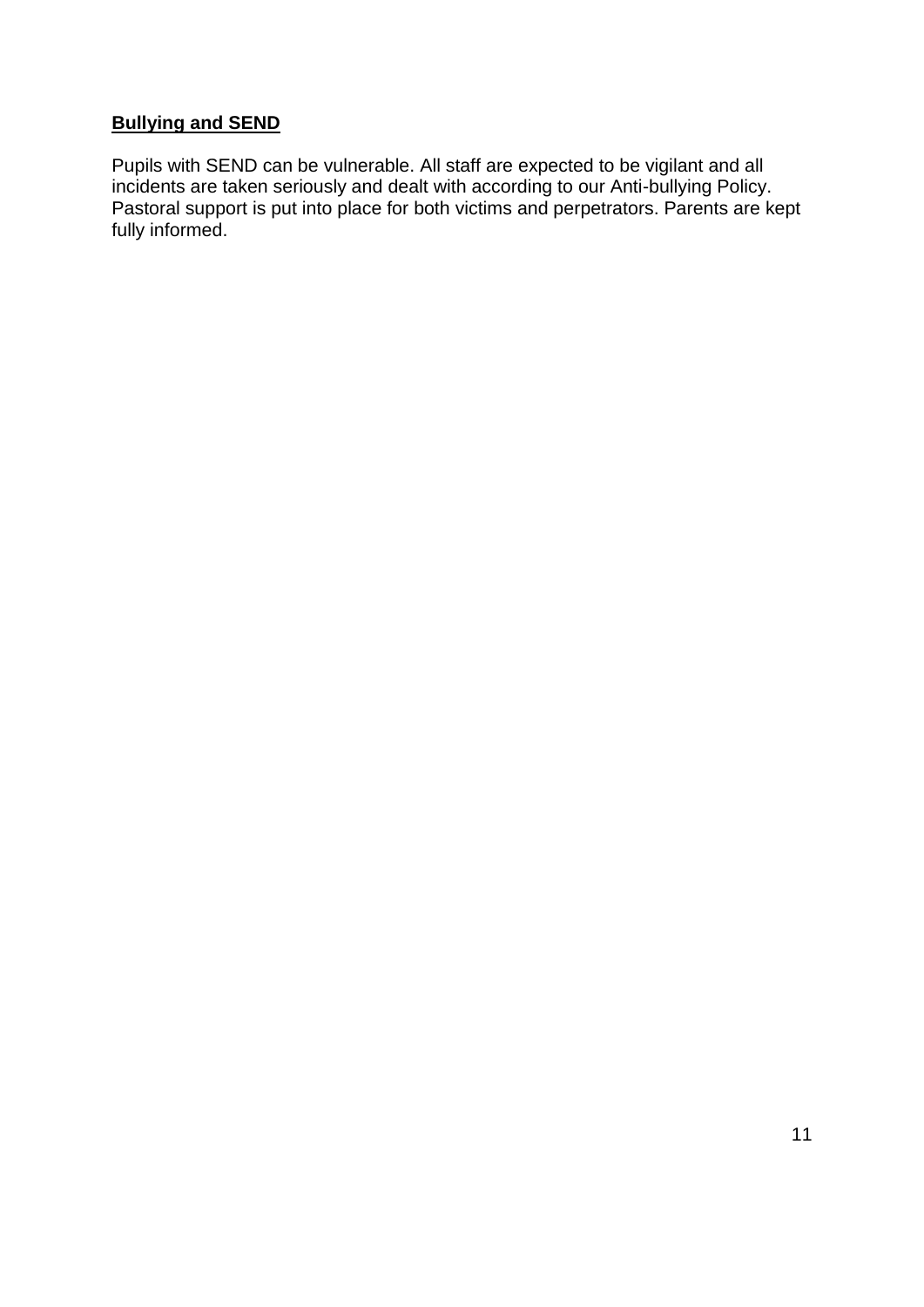**Bullying and SEND**

Pupils with SEND can be vulnerable. All staff are expected to be vigilant and all incidents are taken seriously and dealt with according to our Anti-bullying Policy. Pastoral support is put into place for both victims and perpetrators. Parents are kept fully informed.